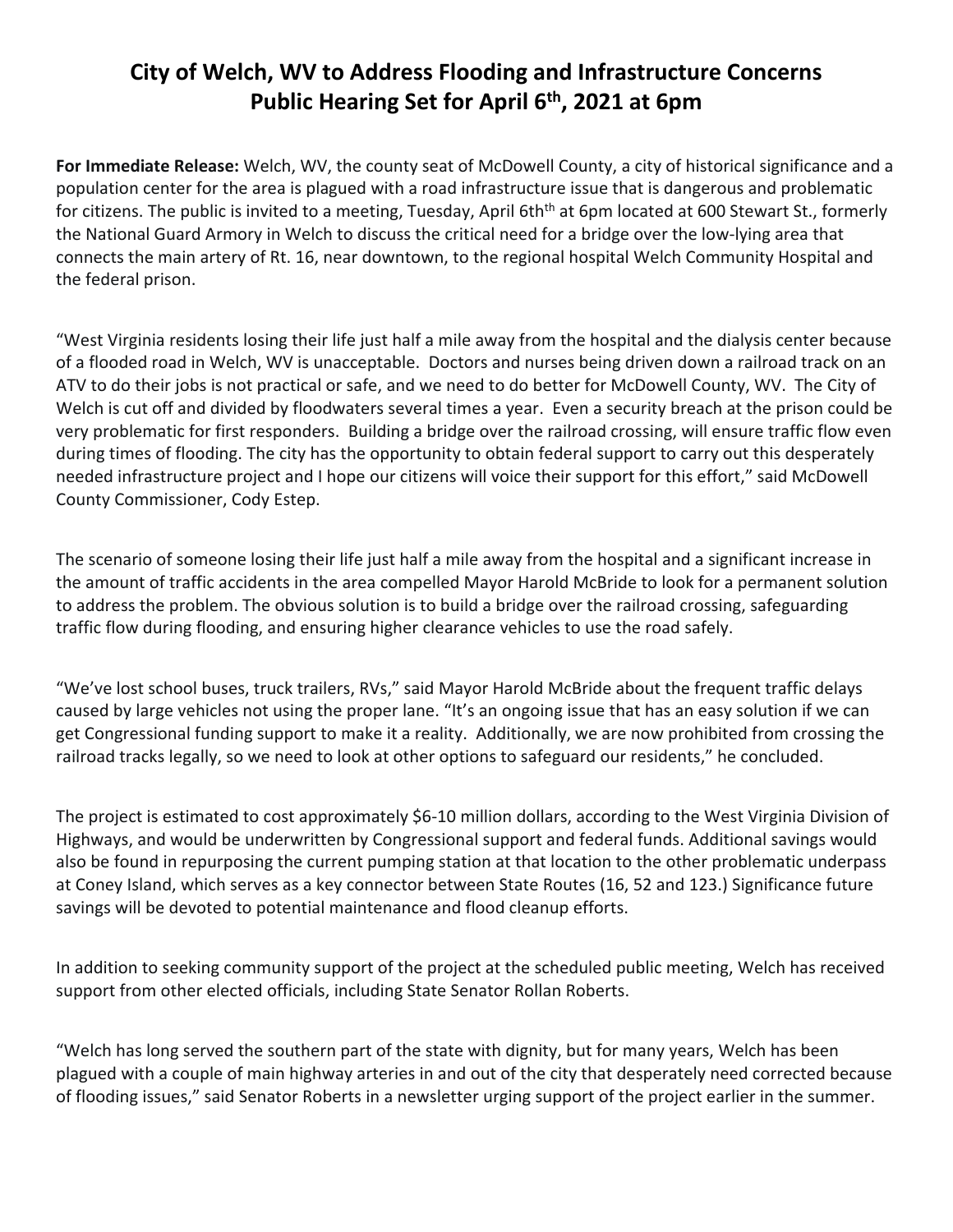# City of Welch, WV to Address Flooding and Infrastructure Concerns
# Public Hearing Set for April 6th, 2021 at 6pm

**For Immediate Release:** Welch, WV, the county seat of McDowell County, a city of historical significance and a population center for the area is plagued with a road infrastructure issue that is dangerous and problematic for citizens. The public is invited to a meeting, Tuesday, April 6thth at 6pm located at 600 Stewart St., formerly the National Guard Armory in Welch to discuss the critical need for a bridge over the low-lying area that connects the main artery of Rt. 16, near downtown, to the regional hospital Welch Community Hospital and the federal prison.

"West Virginia residents losing their life just half a mile away from the hospital and the dialysis center because of a flooded road in Welch, WV is unacceptable. Doctors and nurses being driven down a railroad track on an ATV to do their jobs is not practical or safe, and we need to do better for McDowell County, WV. The City of Welch is cut off and divided by floodwaters several times a year. Even a security breach at the prison could be very problematic for first responders. Building a bridge over the railroad crossing, will ensure traffic flow even during times of flooding. The city has the opportunity to obtain federal support to carry out this desperately needed infrastructure project and I hope our citizens will voice their support for this effort," said McDowell County Commissioner, Cody Estep.

The scenario of someone losing their life just half a mile away from the hospital and a significant increase in the amount of traffic accidents in the area compelled Mayor Harold McBride to look for a permanent solution to address the problem. The obvious solution is to build a bridge over the railroad crossing, safeguarding traffic flow during flooding, and ensuring higher clearance vehicles to use the road safely.

"We've lost school buses, truck trailers, RVs," said Mayor Harold McBride about the frequent traffic delays caused by large vehicles not using the proper lane. "It's an ongoing issue that has an easy solution if we can get Congressional funding support to make it a reality. Additionally, we are now prohibited from crossing the railroad tracks legally, so we need to look at other options to safeguard our residents," he concluded.

The project is estimated to cost approximately $6-10 million dollars, according to the West Virginia Division of Highways, and would be underwritten by Congressional support and federal funds. Additional savings would also be found in repurposing the current pumping station at that location to the other problematic underpass at Coney Island, which serves as a key connector between State Routes (16, 52 and 123.) Significance future savings will be devoted to potential maintenance and flood cleanup efforts.

In addition to seeking community support of the project at the scheduled public meeting, Welch has received support from other elected officials, including State Senator Rollan Roberts.

"Welch has long served the southern part of the state with dignity, but for many years, Welch has been plagued with a couple of main highway arteries in and out of the city that desperately need corrected because of flooding issues," said Senator Roberts in a newsletter urging support of the project earlier in the summer.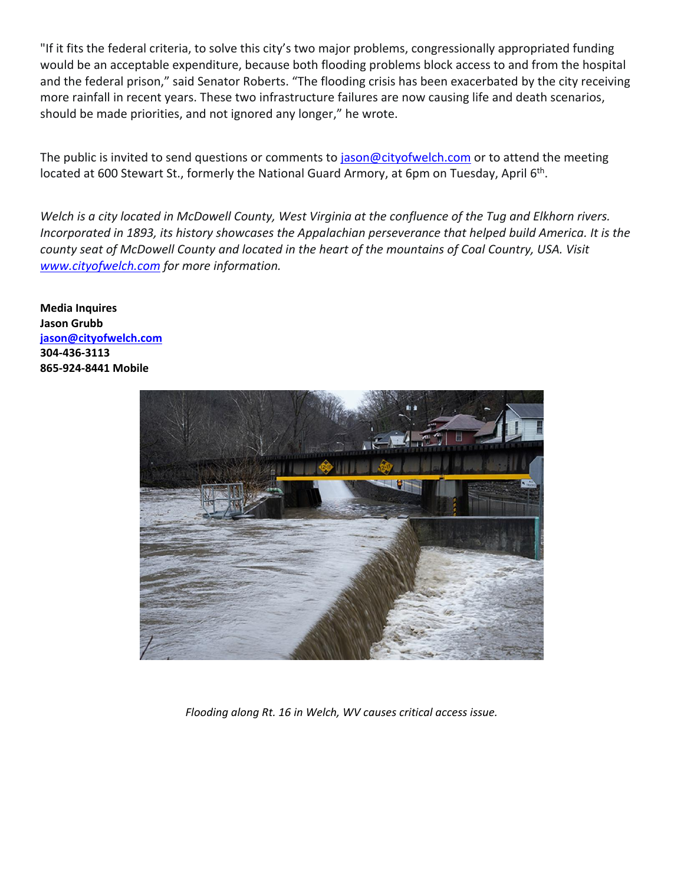"If it fits the federal criteria, to solve this city's two major problems, congressionally appropriated funding would be an acceptable expenditure, because both flooding problems block access to and from the hospital and the federal prison," said Senator Roberts. "The flooding crisis has been exacerbated by the city receiving more rainfall in recent years. These two infrastructure failures are now causing life and death scenarios, should be made priorities, and not ignored any longer," he wrote.

The public is invited to send questions or comments to [jason@cityofwelch.com](mailto:jason@cityofwelch.com) or to attend the meeting located at 600 Stewart St., formerly the National Guard Armory, at 6pm on Tuesday, April 6th.

*Welch is a city located in McDowell County, West Virginia at the confluence of the Tug and Elkhorn rivers. Incorporated in 1893, its history showcases the Appalachian perseverance that helped build America. It is the county seat of McDowell County and located in the heart of the mountains of Coal Country, USA. Visit [www.cityofwelch.com](http://www.cityofwelch.com) for more information.*

**Media Inquires**
**Jason Grubb**
**[jason@cityofwelch.com](mailto:jason@cityofwelch.com)**
**304-436-3113**
**865-924-8441 Mobile**

*Flooding along Rt. 16 in Welch, WV causes critical access issue.*